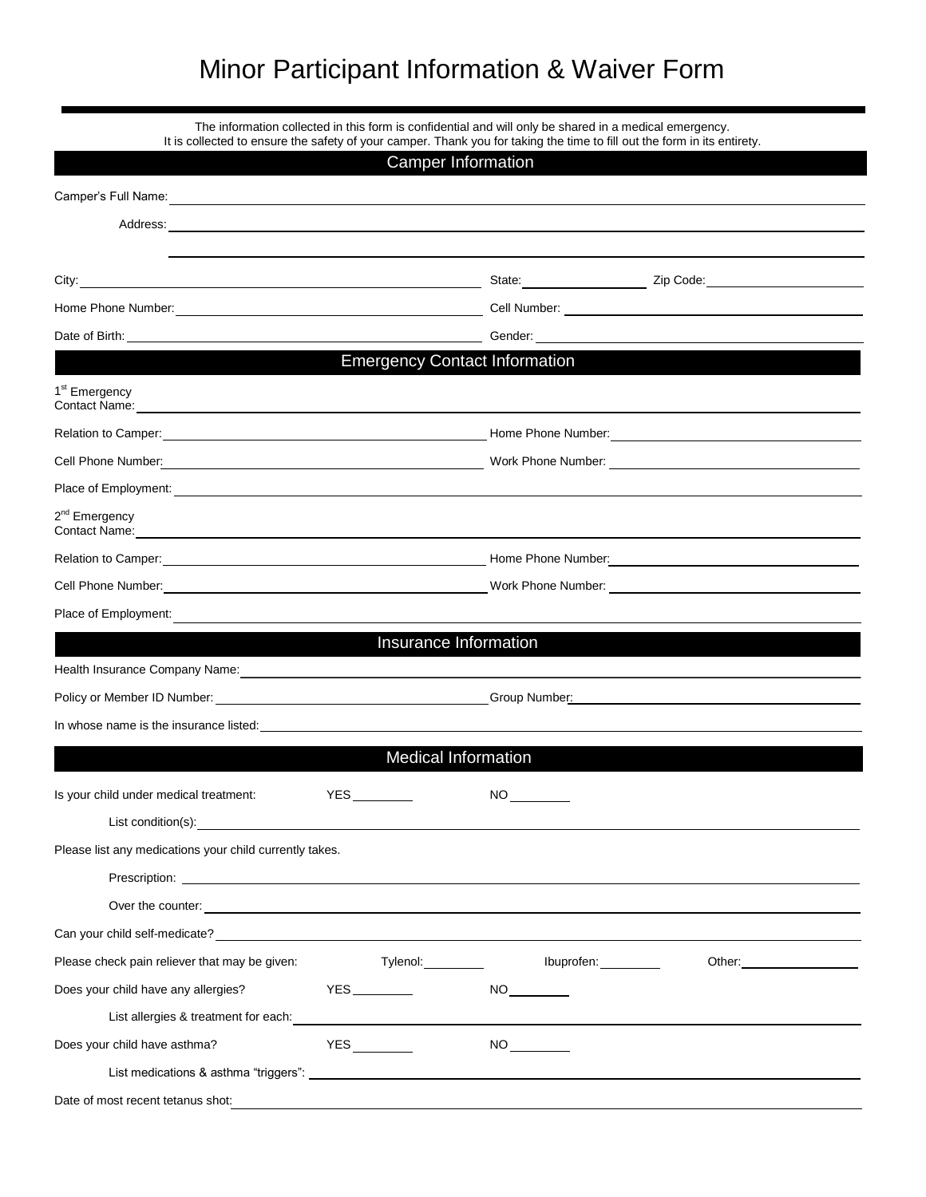# Minor Participant Information & Waiver Form

The information collected in this form is confidential and will only be shared in a medical emergency.
It is collected to ensure the safety of your camper. Thank you for taking the time to fill out the form in its entirety.

## Camper Information

Camper's Full Name: ______________________________

Address: ______________________________

______________________________

City: ____________________ State: __________ Zip Code: __________

Home Phone Number: ____________________ Cell Number: ____________________

Date of Birth: ____________________ Gender: ____________________

## Emergency Contact Information

1st Emergency Contact Name: ______________________________

Relation to Camper: ____________________ Home Phone Number: ____________________

Cell Phone Number: ____________________ Work Phone Number: ____________________

Place of Employment: ______________________________

2nd Emergency Contact Name: ______________________________

Relation to Camper: ____________________ Home Phone Number: ____________________

Cell Phone Number: ____________________ Work Phone Number: ____________________

Place of Employment: ______________________________

## Insurance Information

Health Insurance Company Name: ______________________________

Policy or Member ID Number: ____________________ Group Number: ____________________

In whose name is the insurance listed: ______________________________

## Medical Information

Is your child under medical treatment: YES ________ NO ________

List condition(s): ______________________________

Please list any medications your child currently takes.

Prescription: ______________________________

Over the counter: ______________________________

Can your child self-medicate? ______________________________

Please check pain reliever that may be given: Tylenol: ________ Ibuprofen: ________ Other: ________

Does your child have any allergies? YES ________ NO ________

List allergies & treatment for each: ______________________________

Does your child have asthma? YES ________ NO ________

List medications & asthma "triggers": ______________________________

Date of most recent tetanus shot: ______________________________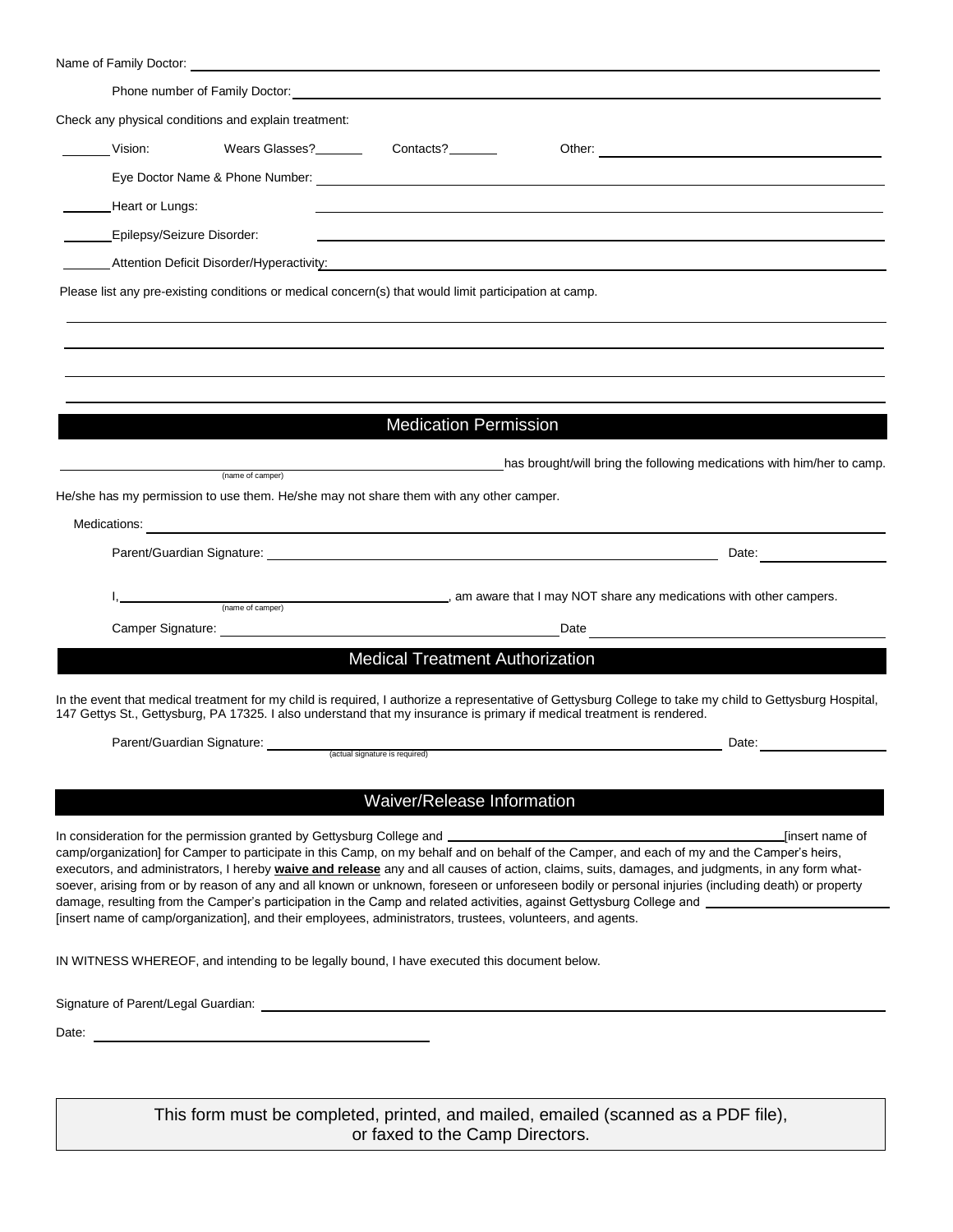Name of Family Doctor: ______________________________

Phone number of Family Doctor: ______________________________

Check any physical conditions and explain treatment:

_____ Vision: Wears Glasses? _____ Contacts? _____ Other: ______________________________

Eye Doctor Name & Phone Number: ______________________________

_____ Heart or Lungs: ______________________________

_____ Epilepsy/Seizure Disorder: ______________________________

_____ Attention Deficit Disorder/Hyperactivity: ______________________________

Please list any pre-existing conditions or medical concern(s) that would limit participation at camp.

______________________________

______________________________

______________________________

______________________________

## Medication Permission

______________________________ (name of camper) has brought/will bring the following medications with him/her to camp.

He/she has my permission to use them. He/she may not share them with any other camper.

Medications: ______________________________

Parent/Guardian Signature: ______________________________ Date: __________

I, ______________________________ (name of camper), am aware that I may NOT share any medications with other campers.

Camper Signature: ______________________________ Date ______________________________

## Medical Treatment Authorization

In the event that medical treatment for my child is required, I authorize a representative of Gettysburg College to take my child to Gettysburg Hospital, 147 Gettys St., Gettysburg, PA 17325. I also understand that my insurance is primary if medical treatment is rendered.

Parent/Guardian Signature: ______________________________ (actual signature is required) Date: __________

## Waiver/Release Information

In consideration for the permission granted by Gettysburg College and ______________________________ [insert name of camp/organization] for Camper to participate in this Camp, on my behalf and on behalf of the Camper, and each of my and the Camper's heirs, executors, and administrators, I hereby **waive and release** any and all causes of action, claims, suits, damages, and judgments, in any form whatsoever, arising from or by reason of any and all known or unknown, foreseen or unforeseen bodily or personal injuries (including death) or property damage, resulting from the Camper's participation in the Camp and related activities, against Gettysburg College and ______________________________ [insert name of camp/organization], and their employees, administrators, trustees, volunteers, and agents.

IN WITNESS WHEREOF, and intending to be legally bound, I have executed this document below.

Signature of Parent/Legal Guardian: ______________________________

Date: ______________________________

This form must be completed, printed, and mailed, emailed (scanned as a PDF file), or faxed to the Camp Directors.